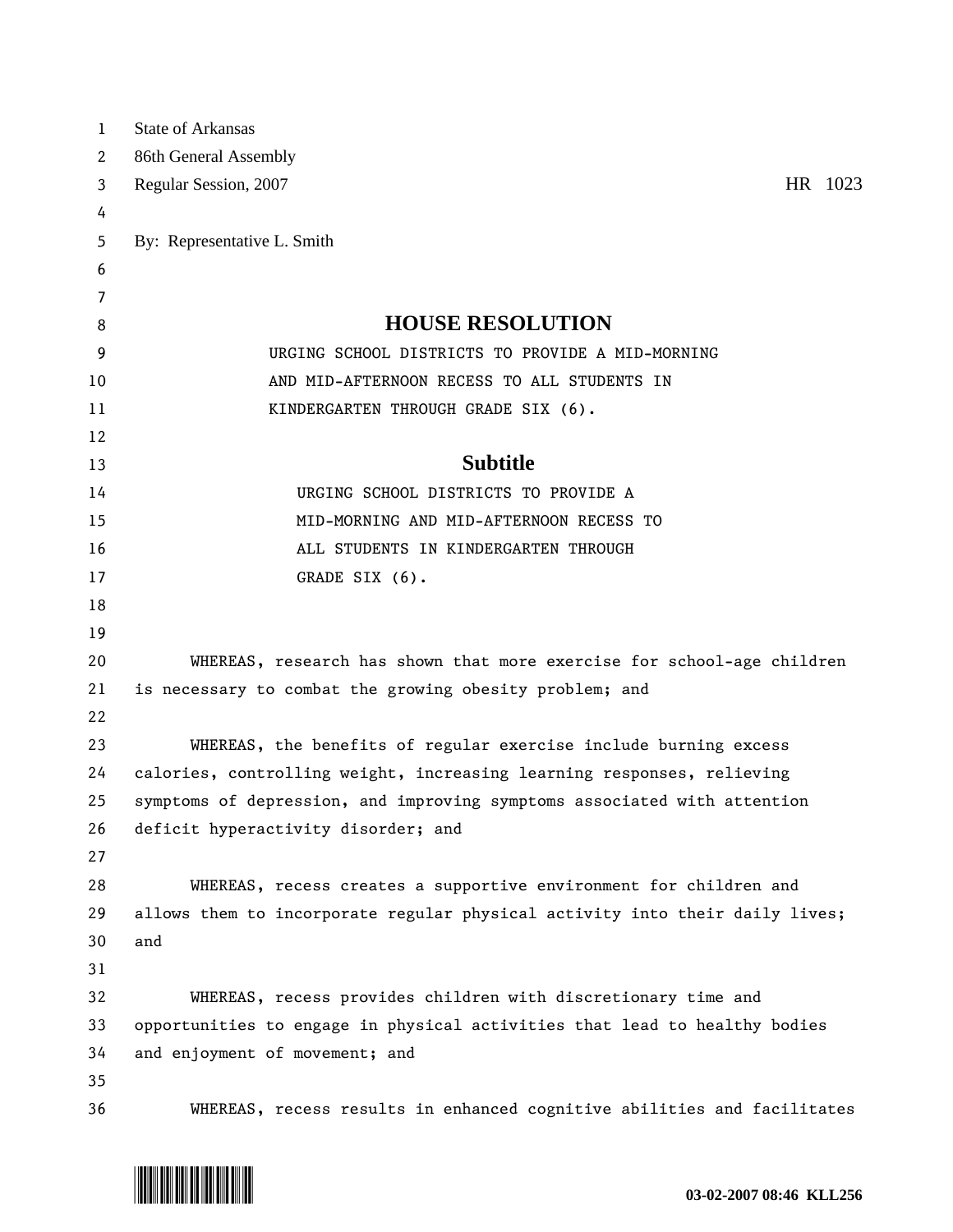State of Arkansas
86th General Assembly
Regular Session, 2007 HR 1023

By: Representative L. Smith

# HOUSE RESOLUTION

URGING SCHOOL DISTRICTS TO PROVIDE A MID-MORNING AND MID-AFTERNOON RECESS TO ALL STUDENTS IN KINDERGARTEN THROUGH GRADE SIX (6).

## Subtitle

URGING SCHOOL DISTRICTS TO PROVIDE A MID-MORNING AND MID-AFTERNOON RECESS TO ALL STUDENTS IN KINDERGARTEN THROUGH GRADE SIX (6).

WHEREAS, research has shown that more exercise for school-age children is necessary to combat the growing obesity problem; and

WHEREAS, the benefits of regular exercise include burning excess calories, controlling weight, increasing learning responses, relieving symptoms of depression, and improving symptoms associated with attention deficit hyperactivity disorder; and

WHEREAS, recess creates a supportive environment for children and allows them to incorporate regular physical activity into their daily lives; and

WHEREAS, recess provides children with discretionary time and opportunities to engage in physical activities that lead to healthy bodies and enjoyment of movement; and

WHEREAS, recess results in enhanced cognitive abilities and facilitates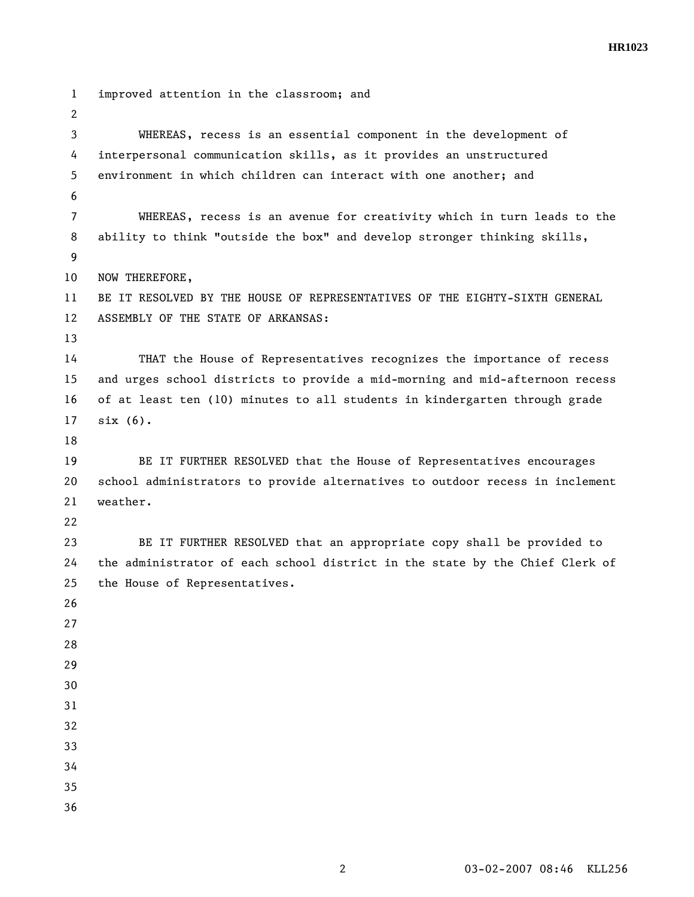improved attention in the classroom; and

WHEREAS, recess is an essential component in the development of interpersonal communication skills, as it provides an unstructured environment in which children can interact with one another; and

WHEREAS, recess is an avenue for creativity which in turn leads to the ability to think "outside the box" and develop stronger thinking skills,

NOW THEREFORE,
BE IT RESOLVED BY THE HOUSE OF REPRESENTATIVES OF THE EIGHTY-SIXTH GENERAL ASSEMBLY OF THE STATE OF ARKANSAS:

THAT the House of Representatives recognizes the importance of recess and urges school districts to provide a mid-morning and mid-afternoon recess of at least ten (10) minutes to all students in kindergarten through grade six (6).

BE IT FURTHER RESOLVED that the House of Representatives encourages school administrators to provide alternatives to outdoor recess in inclement weather.

BE IT FURTHER RESOLVED that an appropriate copy shall be provided to the administrator of each school district in the state by the Chief Clerk of the House of Representatives.